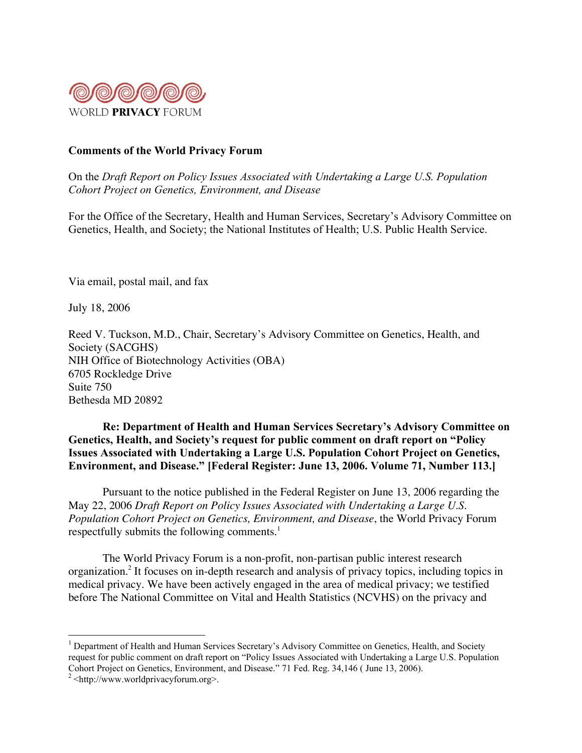WORLD **PRIVACY** FORUM

**Comments of the World Privacy Forum**

On the *Draft Report on Policy Issues Associated with Undertaking a Large U.S. Population Cohort Project on Genetics, Environment, and Disease*

For the Office of the Secretary, Health and Human Services, Secretary's Advisory Committee on Genetics, Health, and Society; the National Institutes of Health; U.S. Public Health Service.

Via email, postal mail, and fax

July 18, 2006

Reed V. Tuckson, M.D., Chair, Secretary's Advisory Committee on Genetics, Health, and Society (SACGHS)
NIH Office of Biotechnology Activities (OBA)
6705 Rockledge Drive
Suite 750
Bethesda MD 20892

**Re: Department of Health and Human Services Secretary's Advisory Committee on Genetics, Health, and Society's request for public comment on draft report on "Policy Issues Associated with Undertaking a Large U.S. Population Cohort Project on Genetics, Environment, and Disease." [Federal Register: June 13, 2006. Volume 71, Number 113.]**

Pursuant to the notice published in the Federal Register on June 13, 2006 regarding the May 22, 2006 *Draft Report on Policy Issues Associated with Undertaking a Large U.S. Population Cohort Project on Genetics, Environment, and Disease*, the World Privacy Forum respectfully submits the following comments.[1]

The World Privacy Forum is a non-profit, non-partisan public interest research organization.[2] It focuses on in-depth research and analysis of privacy topics, including topics in medical privacy. We have been actively engaged in the area of medical privacy; we testified before The National Committee on Vital and Health Statistics (NCVHS) on the privacy and

[1] Department of Health and Human Services Secretary's Advisory Committee on Genetics, Health, and Society request for public comment on draft report on "Policy Issues Associated with Undertaking a Large U.S. Population Cohort Project on Genetics, Environment, and Disease." 71 Fed. Reg. 34,146 ( June 13, 2006).

[2] <http://www.worldprivacyforum.org>.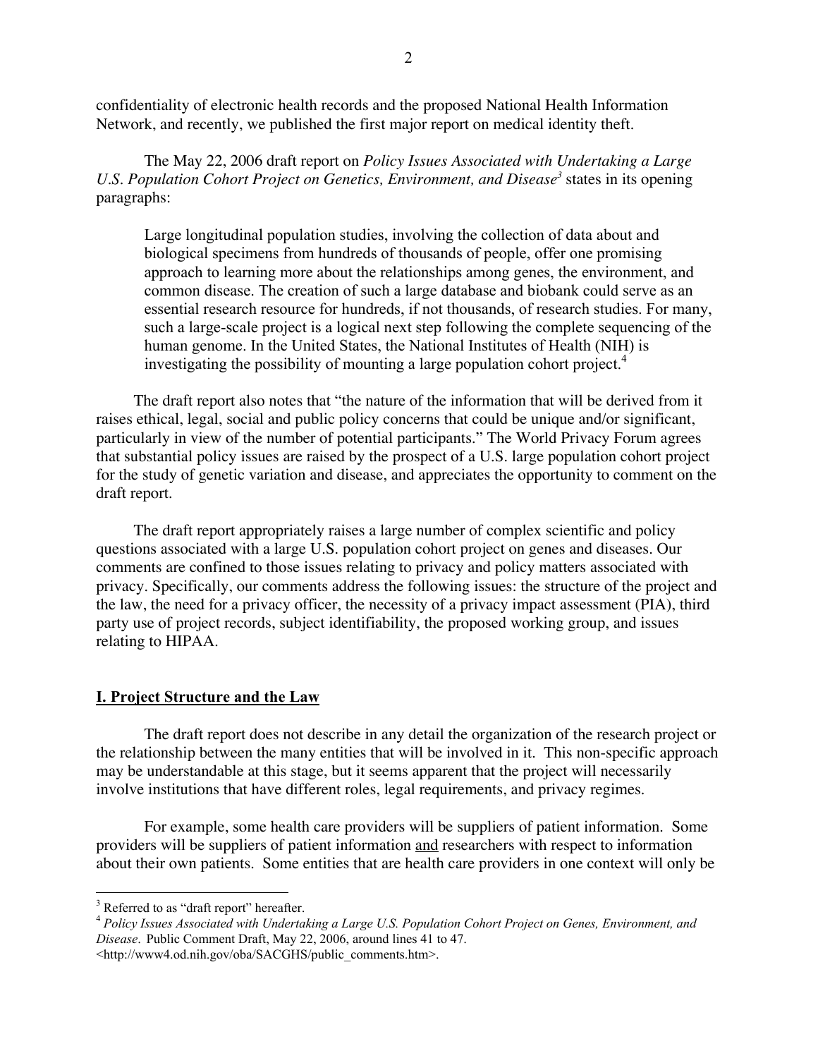confidentiality of electronic health records and the proposed National Health Information Network, and recently, we published the first major report on medical identity theft.

The May 22, 2006 draft report on *Policy Issues Associated with Undertaking a Large U.S. Population Cohort Project on Genetics, Environment, and Disease*[3] states in its opening paragraphs:

> Large longitudinal population studies, involving the collection of data about and biological specimens from hundreds of thousands of people, offer one promising approach to learning more about the relationships among genes, the environment, and common disease. The creation of such a large database and biobank could serve as an essential research resource for hundreds, if not thousands, of research studies. For many, such a large-scale project is a logical next step following the complete sequencing of the human genome. In the United States, the National Institutes of Health (NIH) is investigating the possibility of mounting a large population cohort project.[4]

The draft report also notes that "the nature of the information that will be derived from it raises ethical, legal, social and public policy concerns that could be unique and/or significant, particularly in view of the number of potential participants." The World Privacy Forum agrees that substantial policy issues are raised by the prospect of a U.S. large population cohort project for the study of genetic variation and disease, and appreciates the opportunity to comment on the draft report.

The draft report appropriately raises a large number of complex scientific and policy questions associated with a large U.S. population cohort project on genes and diseases. Our comments are confined to those issues relating to privacy and policy matters associated with privacy. Specifically, our comments address the following issues: the structure of the project and the law, the need for a privacy officer, the necessity of a privacy impact assessment (PIA), third party use of project records, subject identifiability, the proposed working group, and issues relating to HIPAA.

## I. Project Structure and the Law

The draft report does not describe in any detail the organization of the research project or the relationship between the many entities that will be involved in it. This non-specific approach may be understandable at this stage, but it seems apparent that the project will necessarily involve institutions that have different roles, legal requirements, and privacy regimes.

For example, some health care providers will be suppliers of patient information. Some providers will be suppliers of patient information and researchers with respect to information about their own patients. Some entities that are health care providers in one context will only be

---

[3] Referred to as "draft report" hereafter.

[4] *Policy Issues Associated with Undertaking a Large U.S. Population Cohort Project on Genes, Environment, and Disease*. Public Comment Draft, May 22, 2006, around lines 41 to 47. <http://www4.od.nih.gov/oba/SACGHS/public_comments.htm>.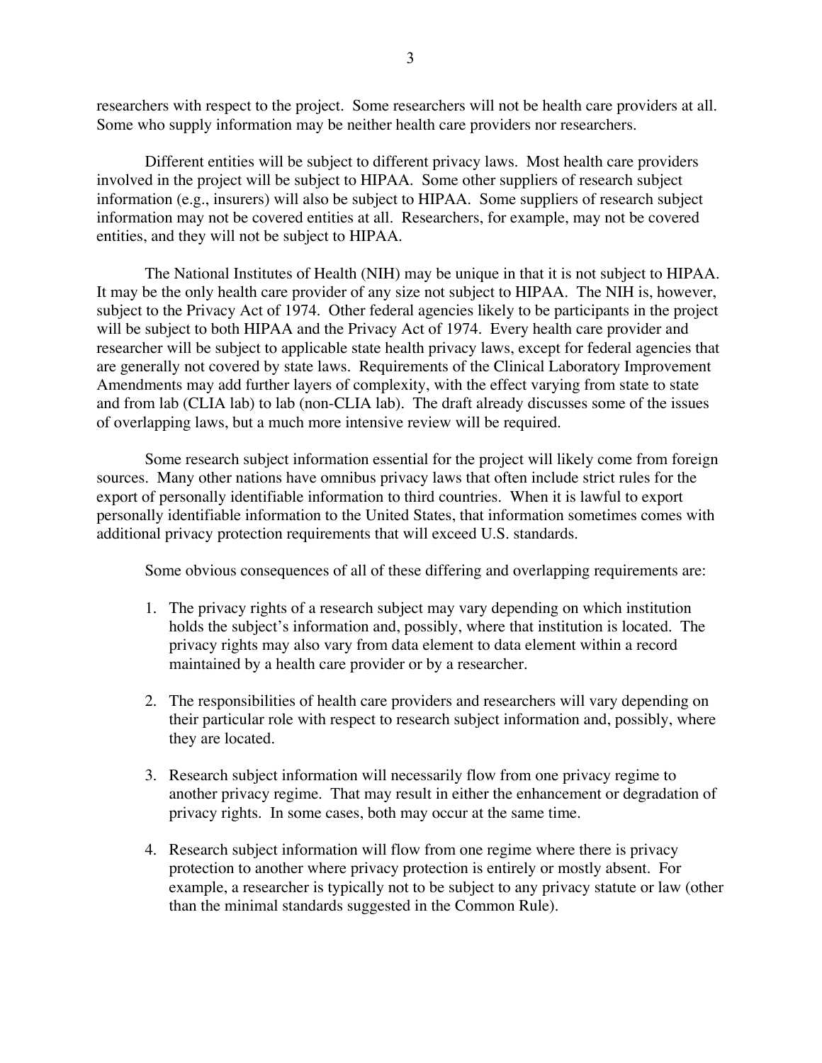researchers with respect to the project. Some researchers will not be health care providers at all. Some who supply information may be neither health care providers nor researchers.

Different entities will be subject to different privacy laws. Most health care providers involved in the project will be subject to HIPAA. Some other suppliers of research subject information (e.g., insurers) will also be subject to HIPAA. Some suppliers of research subject information may not be covered entities at all. Researchers, for example, may not be covered entities, and they will not be subject to HIPAA.

The National Institutes of Health (NIH) may be unique in that it is not subject to HIPAA. It may be the only health care provider of any size not subject to HIPAA. The NIH is, however, subject to the Privacy Act of 1974. Other federal agencies likely to be participants in the project will be subject to both HIPAA and the Privacy Act of 1974. Every health care provider and researcher will be subject to applicable state health privacy laws, except for federal agencies that are generally not covered by state laws. Requirements of the Clinical Laboratory Improvement Amendments may add further layers of complexity, with the effect varying from state to state and from lab (CLIA lab) to lab (non-CLIA lab). The draft already discusses some of the issues of overlapping laws, but a much more intensive review will be required.

Some research subject information essential for the project will likely come from foreign sources. Many other nations have omnibus privacy laws that often include strict rules for the export of personally identifiable information to third countries. When it is lawful to export personally identifiable information to the United States, that information sometimes comes with additional privacy protection requirements that will exceed U.S. standards.

Some obvious consequences of all of these differing and overlapping requirements are:

1. The privacy rights of a research subject may vary depending on which institution holds the subject's information and, possibly, where that institution is located. The privacy rights may also vary from data element to data element within a record maintained by a health care provider or by a researcher.

2. The responsibilities of health care providers and researchers will vary depending on their particular role with respect to research subject information and, possibly, where they are located.

3. Research subject information will necessarily flow from one privacy regime to another privacy regime. That may result in either the enhancement or degradation of privacy rights. In some cases, both may occur at the same time.

4. Research subject information will flow from one regime where there is privacy protection to another where privacy protection is entirely or mostly absent. For example, a researcher is typically not to be subject to any privacy statute or law (other than the minimal standards suggested in the Common Rule).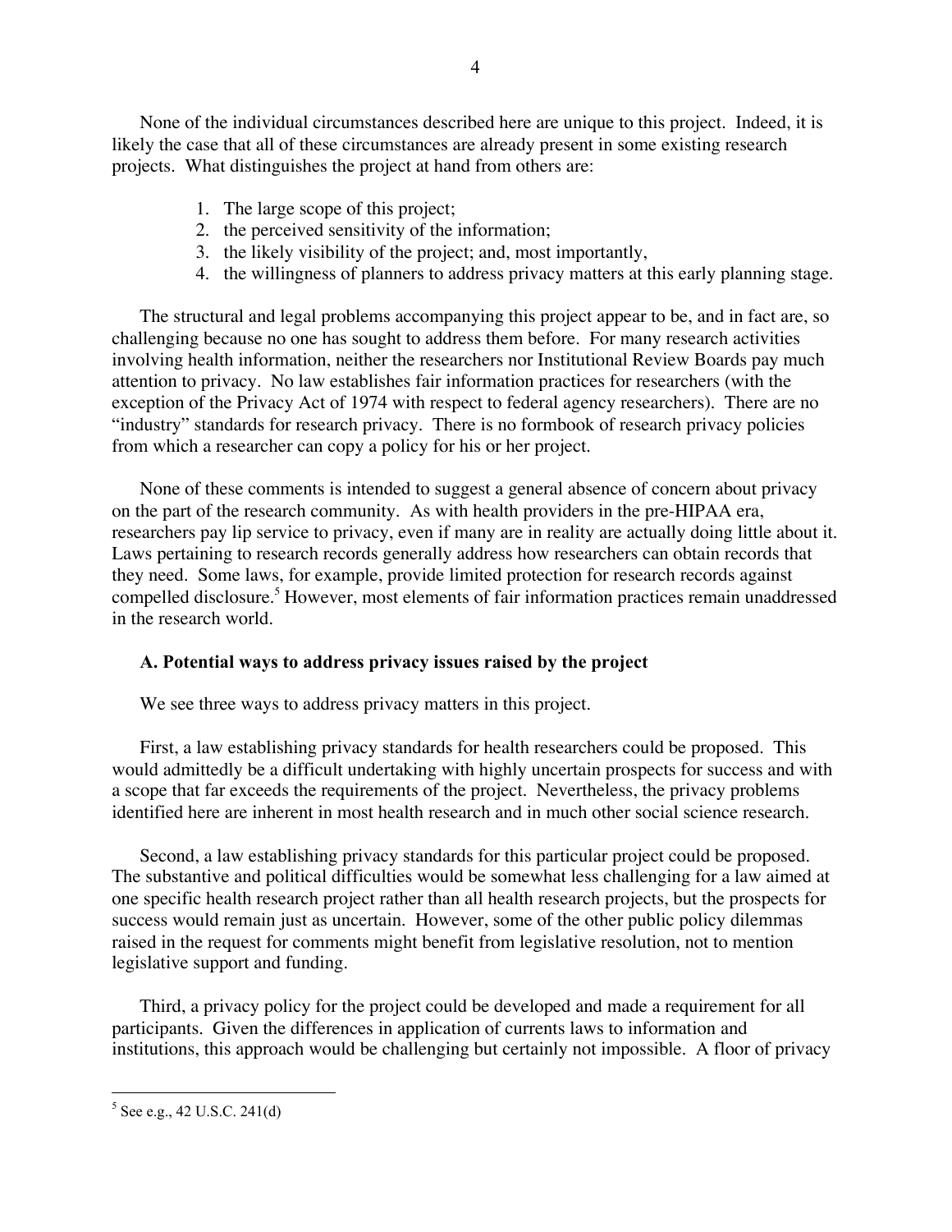None of the individual circumstances described here are unique to this project. Indeed, it is likely the case that all of these circumstances are already present in some existing research projects. What distinguishes the project at hand from others are:

1. The large scope of this project;
2. the perceived sensitivity of the information;
3. the likely visibility of the project; and, most importantly,
4. the willingness of planners to address privacy matters at this early planning stage.

The structural and legal problems accompanying this project appear to be, and in fact are, so challenging because no one has sought to address them before. For many research activities involving health information, neither the researchers nor Institutional Review Boards pay much attention to privacy. No law establishes fair information practices for researchers (with the exception of the Privacy Act of 1974 with respect to federal agency researchers). There are no "industry" standards for research privacy. There is no formbook of research privacy policies from which a researcher can copy a policy for his or her project.

None of these comments is intended to suggest a general absence of concern about privacy on the part of the research community. As with health providers in the pre-HIPAA era, researchers pay lip service to privacy, even if many are in reality are actually doing little about it. Laws pertaining to research records generally address how researchers can obtain records that they need. Some laws, for example, provide limited protection for research records against compelled disclosure.[5] However, most elements of fair information practices remain unaddressed in the research world.

**A. Potential ways to address privacy issues raised by the project**

We see three ways to address privacy matters in this project.

First, a law establishing privacy standards for health researchers could be proposed. This would admittedly be a difficult undertaking with highly uncertain prospects for success and with a scope that far exceeds the requirements of the project. Nevertheless, the privacy problems identified here are inherent in most health research and in much other social science research.

Second, a law establishing privacy standards for this particular project could be proposed. The substantive and political difficulties would be somewhat less challenging for a law aimed at one specific health research project rather than all health research projects, but the prospects for success would remain just as uncertain. However, some of the other public policy dilemmas raised in the request for comments might benefit from legislative resolution, not to mention legislative support and funding.

Third, a privacy policy for the project could be developed and made a requirement for all participants. Given the differences in application of currents laws to information and institutions, this approach would be challenging but certainly not impossible. A floor of privacy

[5] See e.g., 42 U.S.C. 241(d)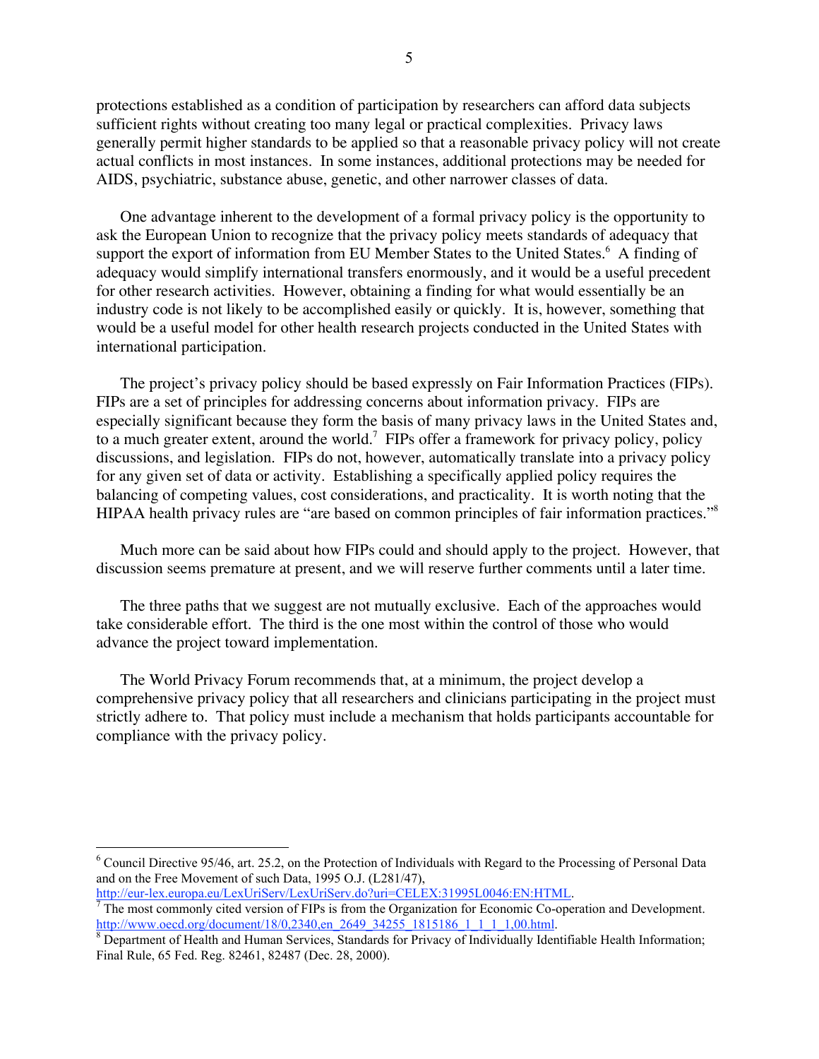protections established as a condition of participation by researchers can afford data subjects sufficient rights without creating too many legal or practical complexities. Privacy laws generally permit higher standards to be applied so that a reasonable privacy policy will not create actual conflicts in most instances. In some instances, additional protections may be needed for AIDS, psychiatric, substance abuse, genetic, and other narrower classes of data.

One advantage inherent to the development of a formal privacy policy is the opportunity to ask the European Union to recognize that the privacy policy meets standards of adequacy that support the export of information from EU Member States to the United States.[6] A finding of adequacy would simplify international transfers enormously, and it would be a useful precedent for other research activities. However, obtaining a finding for what would essentially be an industry code is not likely to be accomplished easily or quickly. It is, however, something that would be a useful model for other health research projects conducted in the United States with international participation.

The project's privacy policy should be based expressly on Fair Information Practices (FIPs). FIPs are a set of principles for addressing concerns about information privacy. FIPs are especially significant because they form the basis of many privacy laws in the United States and, to a much greater extent, around the world.[7] FIPs offer a framework for privacy policy, policy discussions, and legislation. FIPs do not, however, automatically translate into a privacy policy for any given set of data or activity. Establishing a specifically applied policy requires the balancing of competing values, cost considerations, and practicality. It is worth noting that the HIPAA health privacy rules are "are based on common principles of fair information practices."[8]

Much more can be said about how FIPs could and should apply to the project. However, that discussion seems premature at present, and we will reserve further comments until a later time.

The three paths that we suggest are not mutually exclusive. Each of the approaches would take considerable effort. The third is the one most within the control of those who would advance the project toward implementation.

The World Privacy Forum recommends that, at a minimum, the project develop a comprehensive privacy policy that all researchers and clinicians participating in the project must strictly adhere to. That policy must include a mechanism that holds participants accountable for compliance with the privacy policy.

---

[6] Council Directive 95/46, art. 25.2, on the Protection of Individuals with Regard to the Processing of Personal Data and on the Free Movement of such Data, 1995 O.J. (L281/47), http://eur-lex.europa.eu/LexUriServ/LexUriServ.do?uri=CELEX:31995L0046:EN:HTML.

[7] The most commonly cited version of FIPs is from the Organization for Economic Co-operation and Development. http://www.oecd.org/document/18/0,2340,en_2649_34255_1815186_1_1_1_1,00.html.

[8] Department of Health and Human Services, Standards for Privacy of Individually Identifiable Health Information; Final Rule, 65 Fed. Reg. 82461, 82487 (Dec. 28, 2000).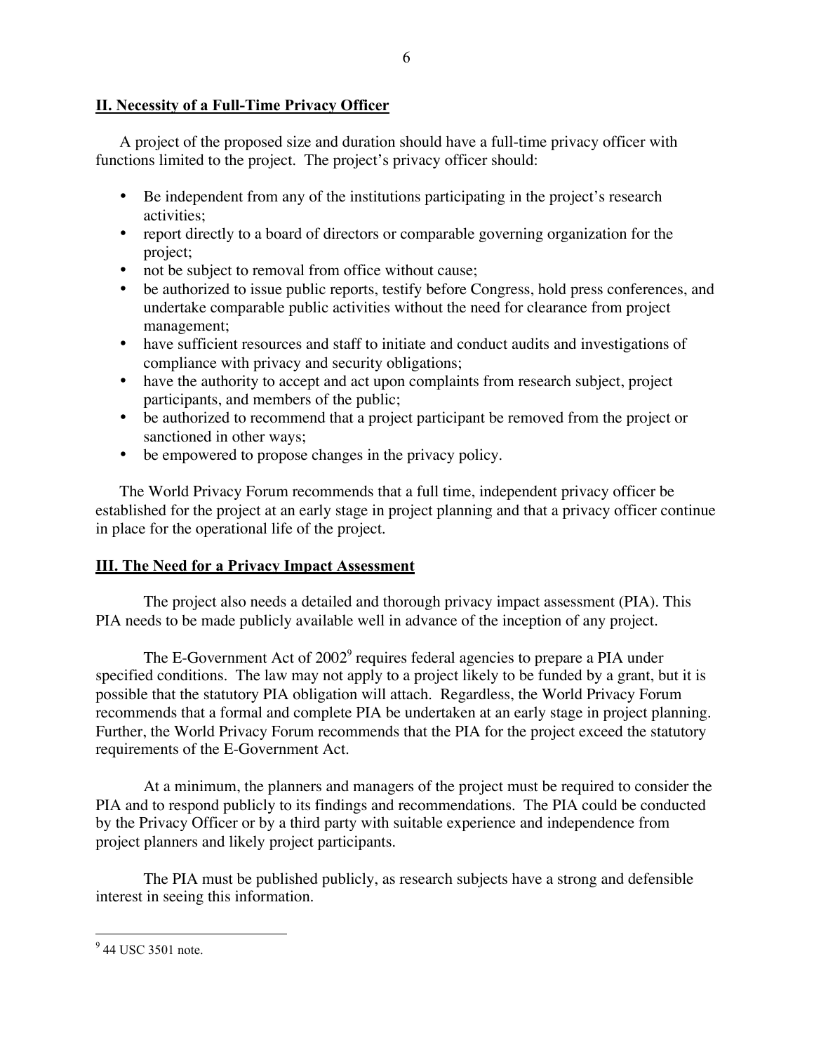## II. Necessity of a Full-Time Privacy Officer

A project of the proposed size and duration should have a full-time privacy officer with functions limited to the project. The project's privacy officer should:

- Be independent from any of the institutions participating in the project's research activities;
- report directly to a board of directors or comparable governing organization for the project;
- not be subject to removal from office without cause;
- be authorized to issue public reports, testify before Congress, hold press conferences, and undertake comparable public activities without the need for clearance from project management;
- have sufficient resources and staff to initiate and conduct audits and investigations of compliance with privacy and security obligations;
- have the authority to accept and act upon complaints from research subject, project participants, and members of the public;
- be authorized to recommend that a project participant be removed from the project or sanctioned in other ways;
- be empowered to propose changes in the privacy policy.

The World Privacy Forum recommends that a full time, independent privacy officer be established for the project at an early stage in project planning and that a privacy officer continue in place for the operational life of the project.

## III. The Need for a Privacy Impact Assessment

The project also needs a detailed and thorough privacy impact assessment (PIA). This PIA needs to be made publicly available well in advance of the inception of any project.

The E-Government Act of 2002[9] requires federal agencies to prepare a PIA under specified conditions. The law may not apply to a project likely to be funded by a grant, but it is possible that the statutory PIA obligation will attach. Regardless, the World Privacy Forum recommends that a formal and complete PIA be undertaken at an early stage in project planning. Further, the World Privacy Forum recommends that the PIA for the project exceed the statutory requirements of the E-Government Act.

At a minimum, the planners and managers of the project must be required to consider the PIA and to respond publicly to its findings and recommendations. The PIA could be conducted by the Privacy Officer or by a third party with suitable experience and independence from project planners and likely project participants.

The PIA must be published publicly, as research subjects have a strong and defensible interest in seeing this information.

---

[9] 44 USC 3501 note.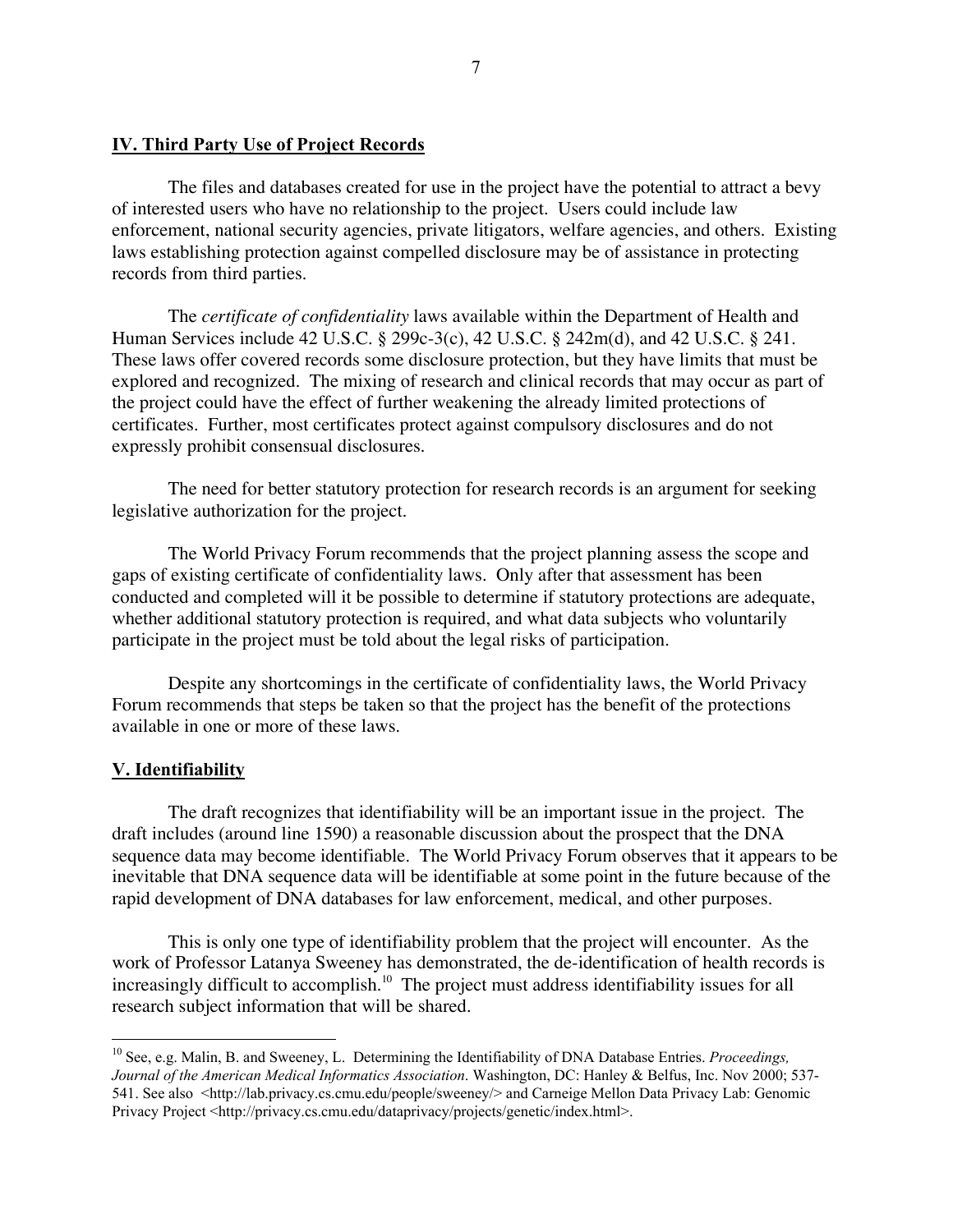## IV. Third Party Use of Project Records

The files and databases created for use in the project have the potential to attract a bevy of interested users who have no relationship to the project. Users could include law enforcement, national security agencies, private litigators, welfare agencies, and others. Existing laws establishing protection against compelled disclosure may be of assistance in protecting records from third parties.

The *certificate of confidentiality* laws available within the Department of Health and Human Services include 42 U.S.C. § 299c-3(c), 42 U.S.C. § 242m(d), and 42 U.S.C. § 241. These laws offer covered records some disclosure protection, but they have limits that must be explored and recognized. The mixing of research and clinical records that may occur as part of the project could have the effect of further weakening the already limited protections of certificates. Further, most certificates protect against compulsory disclosures and do not expressly prohibit consensual disclosures.

The need for better statutory protection for research records is an argument for seeking legislative authorization for the project.

The World Privacy Forum recommends that the project planning assess the scope and gaps of existing certificate of confidentiality laws. Only after that assessment has been conducted and completed will it be possible to determine if statutory protections are adequate, whether additional statutory protection is required, and what data subjects who voluntarily participate in the project must be told about the legal risks of participation.

Despite any shortcomings in the certificate of confidentiality laws, the World Privacy Forum recommends that steps be taken so that the project has the benefit of the protections available in one or more of these laws.

## V. Identifiability

The draft recognizes that identifiability will be an important issue in the project. The draft includes (around line 1590) a reasonable discussion about the prospect that the DNA sequence data may become identifiable. The World Privacy Forum observes that it appears to be inevitable that DNA sequence data will be identifiable at some point in the future because of the rapid development of DNA databases for law enforcement, medical, and other purposes.

This is only one type of identifiability problem that the project will encounter. As the work of Professor Latanya Sweeney has demonstrated, the de-identification of health records is increasingly difficult to accomplish.[10] The project must address identifiability issues for all research subject information that will be shared.

---

[10] See, e.g. Malin, B. and Sweeney, L. Determining the Identifiability of DNA Database Entries. *Proceedings, Journal of the American Medical Informatics Association*. Washington, DC: Hanley & Belfus, Inc. Nov 2000; 537-541. See also <http://lab.privacy.cs.cmu.edu/people/sweeney/> and Carneige Mellon Data Privacy Lab: Genomic Privacy Project <http://privacy.cs.cmu.edu/dataprivacy/projects/genetic/index.html>.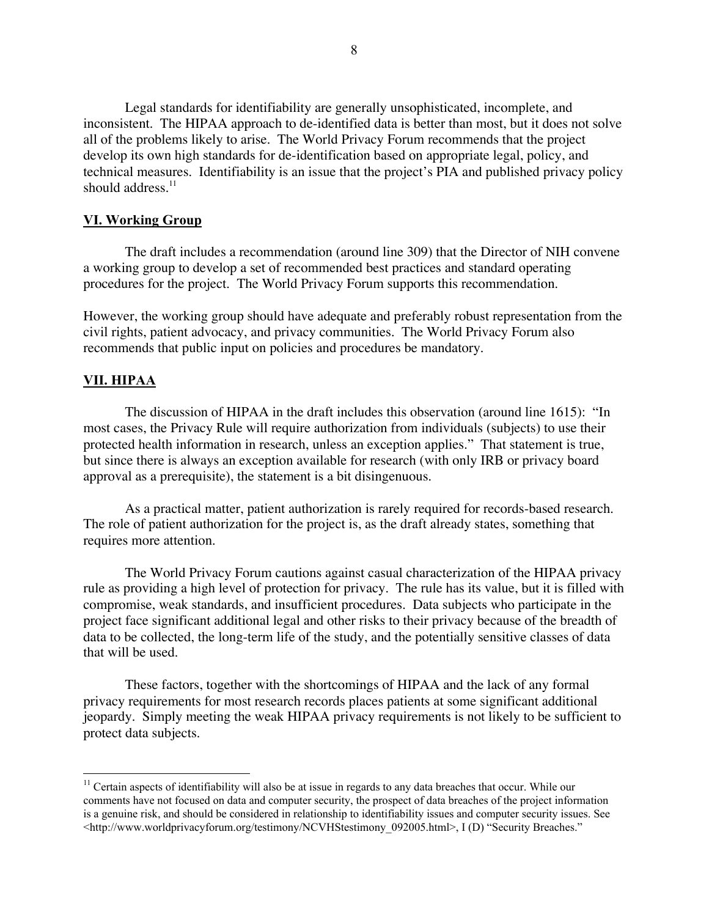Legal standards for identifiability are generally unsophisticated, incomplete, and inconsistent. The HIPAA approach to de-identified data is better than most, but it does not solve all of the problems likely to arise. The World Privacy Forum recommends that the project develop its own high standards for de-identification based on appropriate legal, policy, and technical measures. Identifiability is an issue that the project's PIA and published privacy policy should address.[11]

## VI. Working Group

The draft includes a recommendation (around line 309) that the Director of NIH convene a working group to develop a set of recommended best practices and standard operating procedures for the project. The World Privacy Forum supports this recommendation.

However, the working group should have adequate and preferably robust representation from the civil rights, patient advocacy, and privacy communities. The World Privacy Forum also recommends that public input on policies and procedures be mandatory.

## VII. HIPAA

The discussion of HIPAA in the draft includes this observation (around line 1615): "In most cases, the Privacy Rule will require authorization from individuals (subjects) to use their protected health information in research, unless an exception applies." That statement is true, but since there is always an exception available for research (with only IRB or privacy board approval as a prerequisite), the statement is a bit disingenuous.

As a practical matter, patient authorization is rarely required for records-based research. The role of patient authorization for the project is, as the draft already states, something that requires more attention.

The World Privacy Forum cautions against casual characterization of the HIPAA privacy rule as providing a high level of protection for privacy. The rule has its value, but it is filled with compromise, weak standards, and insufficient procedures. Data subjects who participate in the project face significant additional legal and other risks to their privacy because of the breadth of data to be collected, the long-term life of the study, and the potentially sensitive classes of data that will be used.

These factors, together with the shortcomings of HIPAA and the lack of any formal privacy requirements for most research records places patients at some significant additional jeopardy. Simply meeting the weak HIPAA privacy requirements is not likely to be sufficient to protect data subjects.

---

[11] Certain aspects of identifiability will also be at issue in regards to any data breaches that occur. While our comments have not focused on data and computer security, the prospect of data breaches of the project information is a genuine risk, and should be considered in relationship to identifiability issues and computer security issues. See <http://www.worldprivacyforum.org/testimony/NCVHStestimony_092005.html>, I (D) "Security Breaches."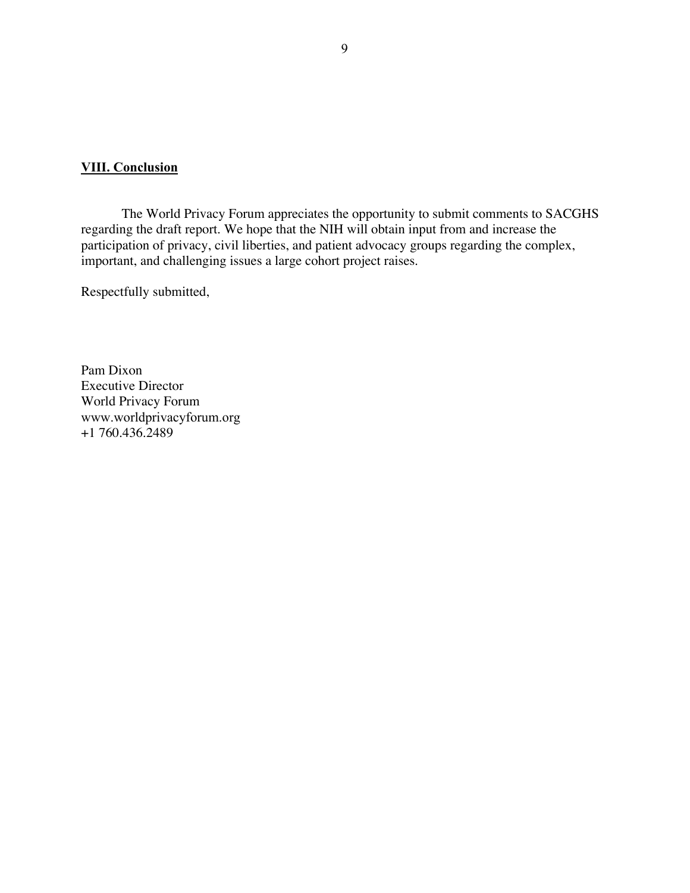## **VIII. Conclusion**

The World Privacy Forum appreciates the opportunity to submit comments to SACGHS regarding the draft report. We hope that the NIH will obtain input from and increase the participation of privacy, civil liberties, and patient advocacy groups regarding the complex, important, and challenging issues a large cohort project raises.

Respectfully submitted,

Pam Dixon  
Executive Director  
World Privacy Forum  
www.worldprivacyforum.org  
+1 760.436.2489